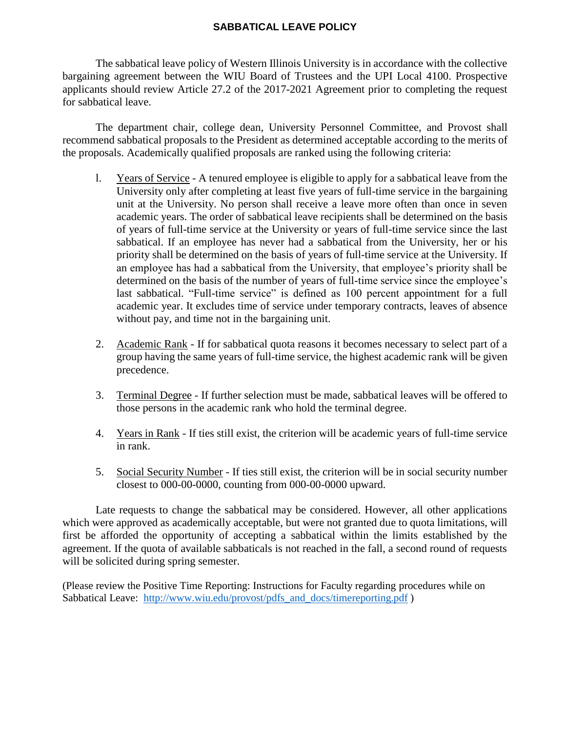# SABBATICAL LEAVE POLICY

The sabbatical leave policy of Western Illinois University is in accordance with the collective bargaining agreement between the WIU Board of Trustees and the UPI Local 4100. Prospective applicants should review Article 27.2 of the 2017-2021 Agreement prior to completing the request for sabbatical leave.

The department chair, college dean, University Personnel Committee, and Provost shall recommend sabbatical proposals to the President as determined acceptable according to the merits of the proposals. Academically qualified proposals are ranked using the following criteria:

1. Years of Service - A tenured employee is eligible to apply for a sabbatical leave from the University only after completing at least five years of full-time service in the bargaining unit at the University. No person shall receive a leave more often than once in seven academic years. The order of sabbatical leave recipients shall be determined on the basis of years of full-time service at the University or years of full-time service since the last sabbatical. If an employee has never had a sabbatical from the University, her or his priority shall be determined on the basis of years of full-time service at the University. If an employee has had a sabbatical from the University, that employee's priority shall be determined on the basis of the number of years of full-time service since the employee's last sabbatical. "Full-time service" is defined as 100 percent appointment for a full academic year. It excludes time of service under temporary contracts, leaves of absence without pay, and time not in the bargaining unit.

2. Academic Rank - If for sabbatical quota reasons it becomes necessary to select part of a group having the same years of full-time service, the highest academic rank will be given precedence.

3. Terminal Degree - If further selection must be made, sabbatical leaves will be offered to those persons in the academic rank who hold the terminal degree.

4. Years in Rank - If ties still exist, the criterion will be academic years of full-time service in rank.

5. Social Security Number - If ties still exist, the criterion will be in social security number closest to 000-00-0000, counting from 000-00-0000 upward.

Late requests to change the sabbatical may be considered. However, all other applications which were approved as academically acceptable, but were not granted due to quota limitations, will first be afforded the opportunity of accepting a sabbatical within the limits established by the agreement. If the quota of available sabbaticals is not reached in the fall, a second round of requests will be solicited during spring semester.

(Please review the Positive Time Reporting: Instructions for Faculty regarding procedures while on Sabbatical Leave: http://www.wiu.edu/provost/pdfs_and_docs/timereporting.pdf )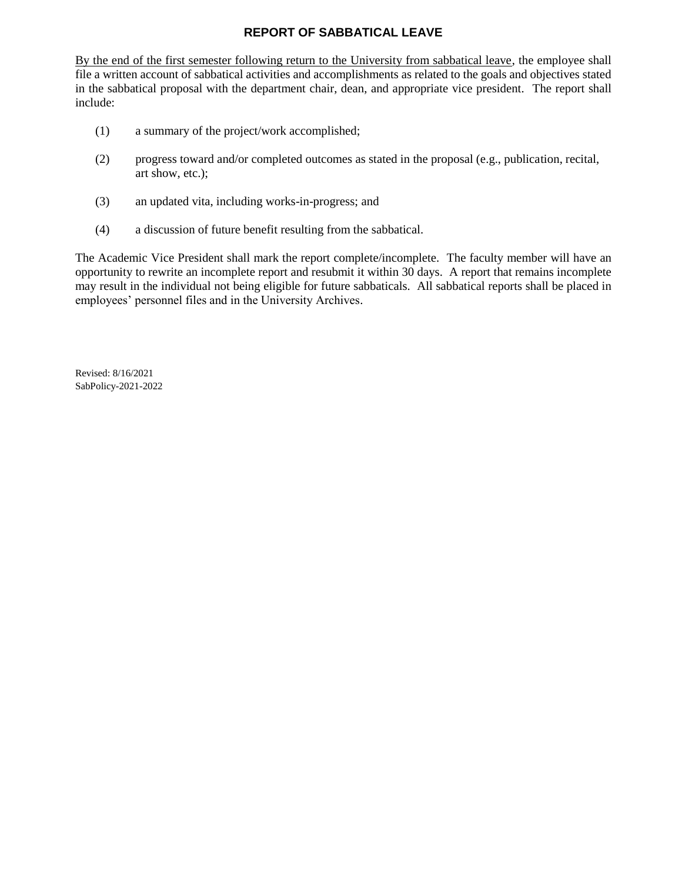## REPORT OF SABBATICAL LEAVE

<u>By the end of the first semester following return to the University from sabbatical leave</u>, the employee shall file a written account of sabbatical activities and accomplishments as related to the goals and objectives stated in the sabbatical proposal with the department chair, dean, and appropriate vice president. The report shall include:

(1) a summary of the project/work accomplished;

(2) progress toward and/or completed outcomes as stated in the proposal (e.g., publication, recital, art show, etc.);

(3) an updated vita, including works-in-progress; and

(4) a discussion of future benefit resulting from the sabbatical.

The Academic Vice President shall mark the report complete/incomplete. The faculty member will have an opportunity to rewrite an incomplete report and resubmit it within 30 days. A report that remains incomplete may result in the individual not being eligible for future sabbaticals. All sabbatical reports shall be placed in employees' personnel files and in the University Archives.

Revised: 8/16/2021
SabPolicy-2021-2022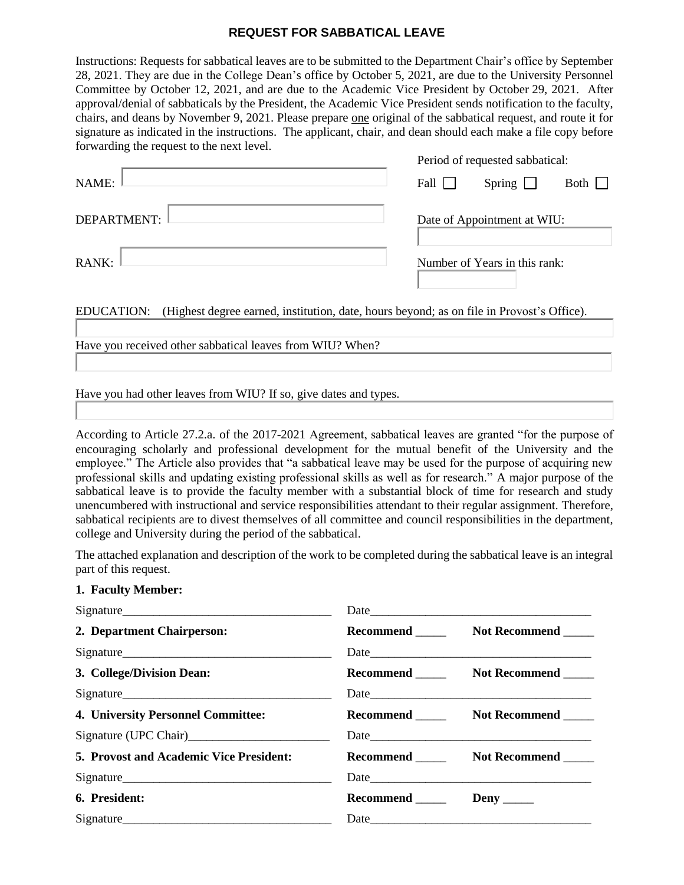# REQUEST FOR SABBATICAL LEAVE

Instructions: Requests for sabbatical leaves are to be submitted to the Department Chair's office by September 28, 2021. They are due in the College Dean's office by October 5, 2021, are due to the University Personnel Committee by October 12, 2021, and are due to the Academic Vice President by October 29, 2021. After approval/denial of sabbaticals by the President, the Academic Vice President sends notification to the faculty, chairs, and deans by November 9, 2021. Please prepare <u>one</u> original of the sabbatical request, and route it for signature as indicated in the instructions. The applicant, chair, and dean should each make a file copy before forwarding the request to the next level.

NAME: ____________________

DEPARTMENT: ____________________

RANK: ____________________

Period of requested sabbatical:

Fall ☐ Spring ☐ Both ☐

Date of Appointment at WIU: ____________________

Number of Years in this rank: ____________________

EDUCATION: (Highest degree earned, institution, date, hours beyond; as on file in Provost's Office).

____________________

Have you received other sabbatical leaves from WIU? When?

____________________

Have you had other leaves from WIU? If so, give dates and types.

____________________

According to Article 27.2.a. of the 2017-2021 Agreement, sabbatical leaves are granted "for the purpose of encouraging scholarly and professional development for the mutual benefit of the University and the employee." The Article also provides that "a sabbatical leave may be used for the purpose of acquiring new professional skills and updating existing professional skills as well as for research." A major purpose of the sabbatical leave is to provide the faculty member with a substantial block of time for research and study unencumbered with instructional and service responsibilities attendant to their regular assignment. Therefore, sabbatical recipients are to divest themselves of all committee and council responsibilities in the department, college and University during the period of the sabbatical.

The attached explanation and description of the work to be completed during the sabbatical leave is an integral part of this request.

**1. Faculty Member:**

Signature__________________________________ Date__________________________________

**2. Department Chairperson:** **Recommend** _____ **Not Recommend** _____

Signature__________________________________ Date__________________________________

**3. College/Division Dean:** **Recommend** _____ **Not Recommend** _____

Signature__________________________________ Date__________________________________

**4. University Personnel Committee:** **Recommend** _____ **Not Recommend** _____

Signature (UPC Chair)______________________ Date__________________________________

**5. Provost and Academic Vice President:** **Recommend** _____ **Not Recommend** _____

Signature__________________________________ Date__________________________________

**6. President:** **Recommend** _____ **Deny** _____

Signature__________________________________ Date__________________________________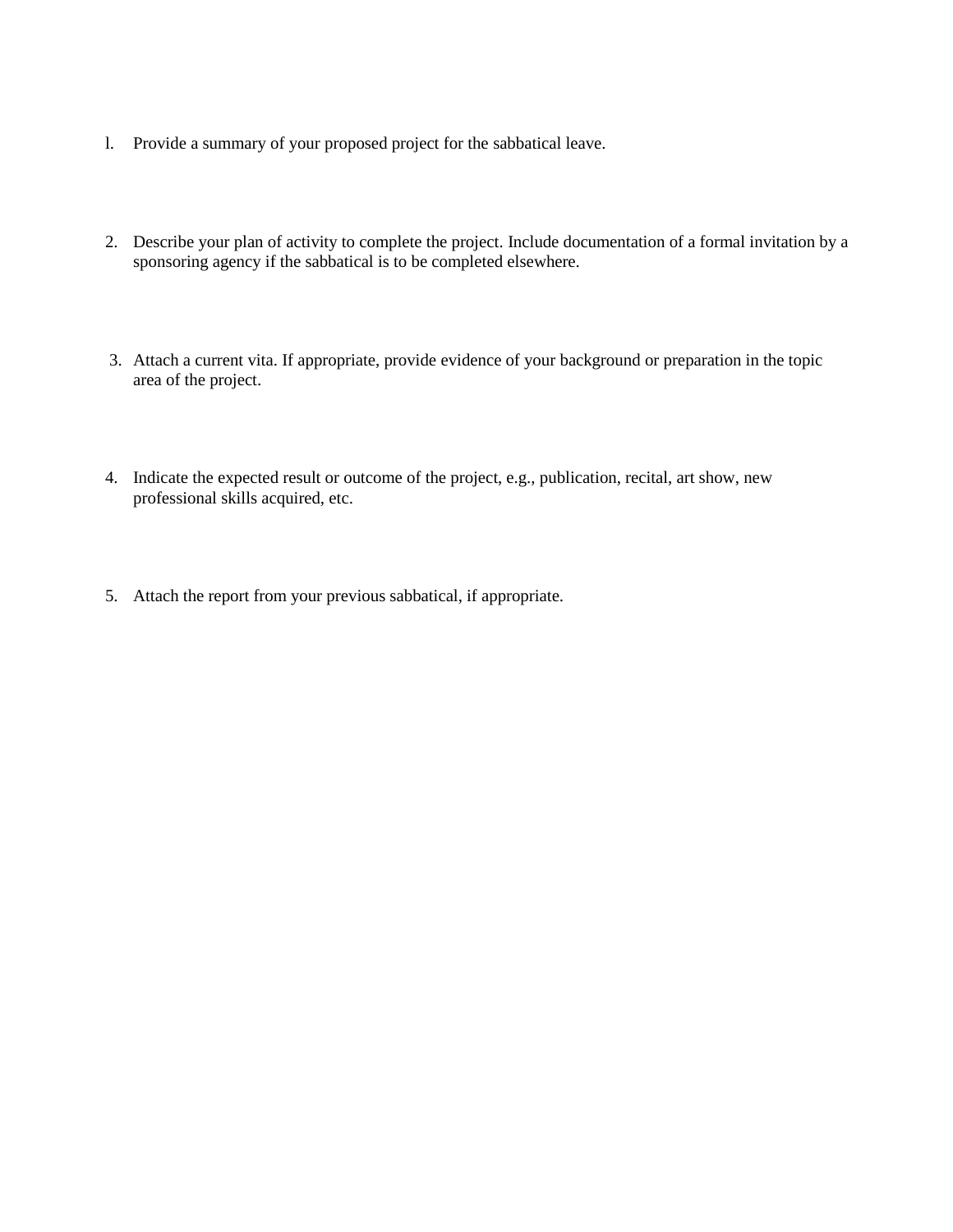1. Provide a summary of your proposed project for the sabbatical leave.

2. Describe your plan of activity to complete the project. Include documentation of a formal invitation by a sponsoring agency if the sabbatical is to be completed elsewhere.

3. Attach a current vita. If appropriate, provide evidence of your background or preparation in the topic area of the project.

4. Indicate the expected result or outcome of the project, e.g., publication, recital, art show, new professional skills acquired, etc.

5. Attach the report from your previous sabbatical, if appropriate.